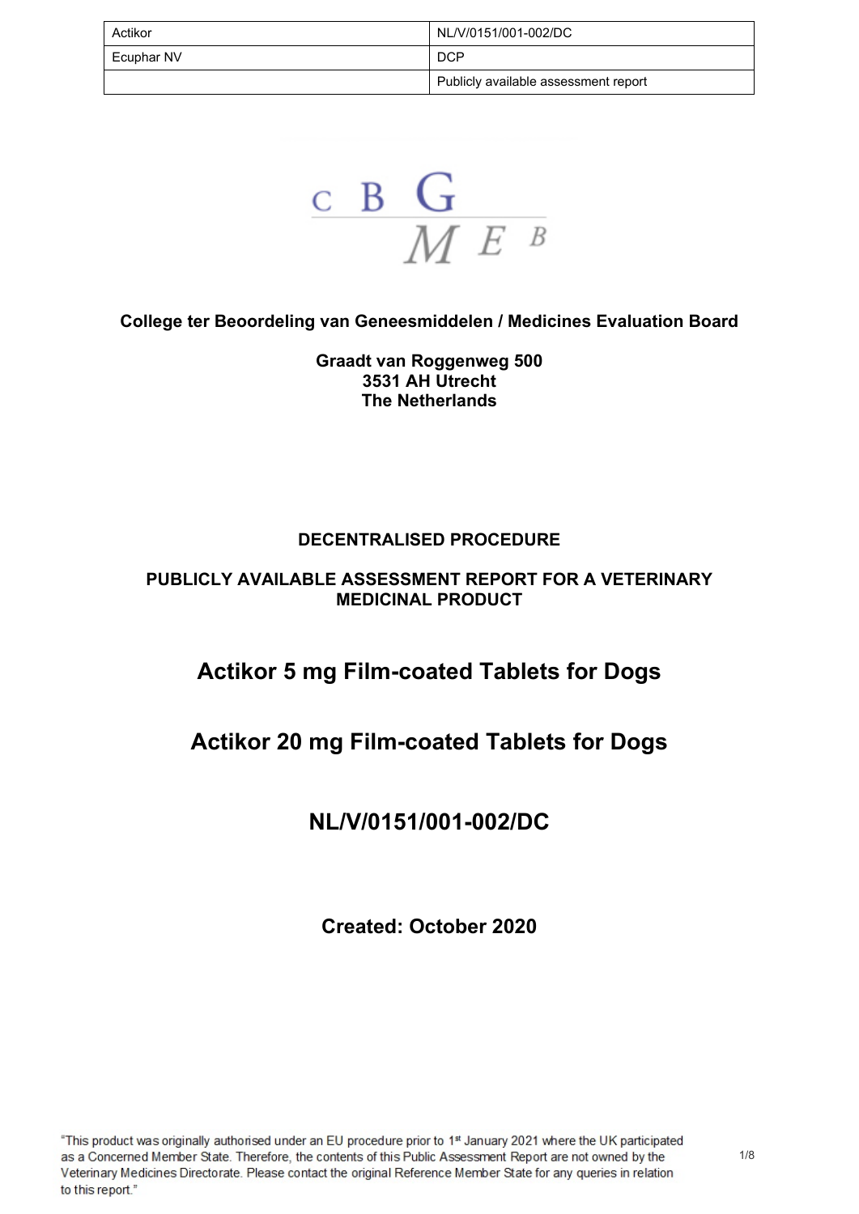| Actikor | NL/V/0151/001-002/DC |
| --- | --- |
| Ecuphar NV | DCP |
| | Publicly available assessment report |

**College ter Beoordeling van Geneesmiddelen / Medicines Evaluation Board**

**Graadt van Roggenweg 500**
**3531 AH Utrecht**
**The Netherlands**

**DECENTRALISED PROCEDURE**

**PUBLICLY AVAILABLE ASSESSMENT REPORT FOR A VETERINARY MEDICINAL PRODUCT**

# Actikor 5 mg Film-coated Tablets for Dogs

# Actikor 20 mg Film-coated Tablets for Dogs

# NL/V/0151/001-002/DC

## Created: October 2020

"This product was originally authorised under an EU procedure prior to 1st January 2021 where the UK participated as a Concerned Member State. Therefore, the contents of this Public Assessment Report are not owned by the Veterinary Medicines Directorate. Please contact the original Reference Member State for any queries in relation to this report."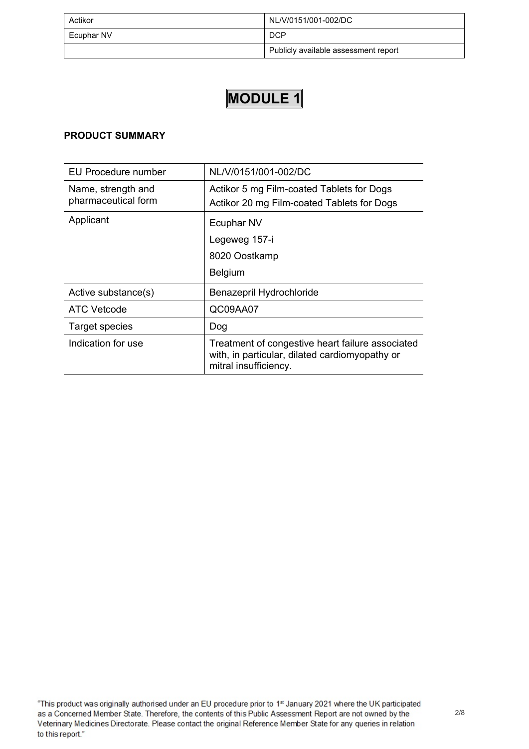# MODULE 1

**PRODUCT SUMMARY**

| EU Procedure number | NL/V/0151/001-002/DC |
|---|---|
| Name, strength and pharmaceutical form | Actikor 5 mg Film-coated Tablets for Dogs<br>Actikor 20 mg Film-coated Tablets for Dogs |
| Applicant | Ecuphar NV<br>Legeweg 157-i<br>8020 Oostkamp<br>Belgium |
| Active substance(s) | Benazepril Hydrochloride |
| ATC Vetcode | QC09AA07 |
| Target species | Dog |
| Indication for use | Treatment of congestive heart failure associated with, in particular, dilated cardiomyopathy or mitral insufficiency. |

"This product was originally authorised under an EU procedure prior to 1st January 2021 where the UK participated as a Concerned Member State. Therefore, the contents of this Public Assessment Report are not owned by the Veterinary Medicines Directorate. Please contact the original Reference Member State for any queries in relation to this report."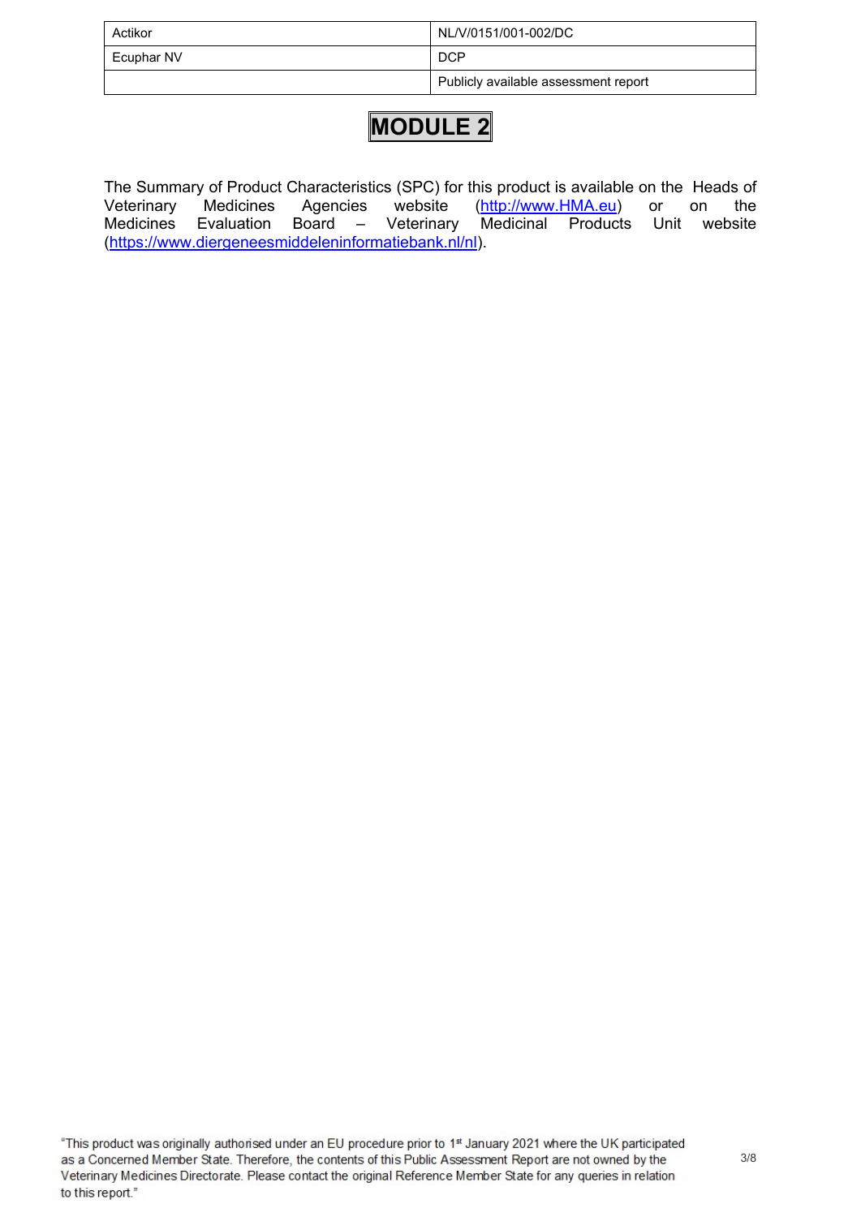# MODULE 2

The Summary of Product Characteristics (SPC) for this product is available on the Heads of Veterinary Medicines Agencies website (http://www.HMA.eu) or on the Medicines Evaluation Board – Veterinary Medicinal Products Unit website (https://www.diergeneesmiddeleninformatiebank.nl/nl).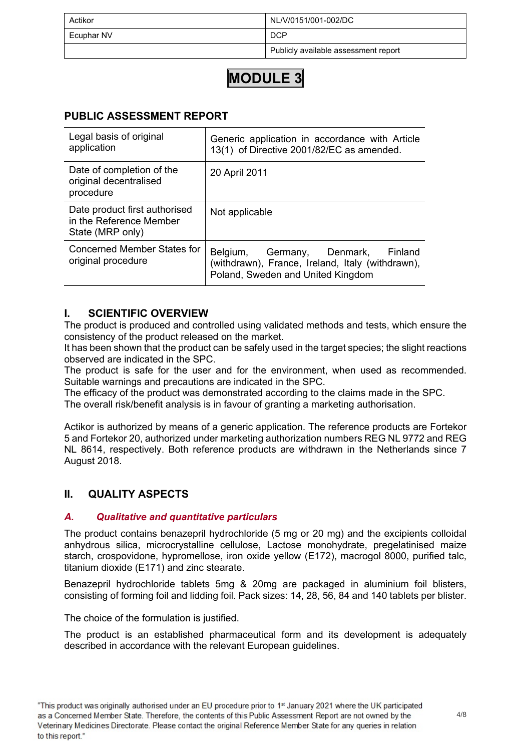| Actikor | NL/V/0151/001-002/DC |
| --- | --- |
| Ecuphar NV | DCP |
| | Publicly available assessment report |

# MODULE 3

## PUBLIC ASSESSMENT REPORT

| Legal basis of original application | Generic application in accordance with Article 13(1) of Directive 2001/82/EC as amended. |
| --- | --- |
| Date of completion of the original decentralised procedure | 20 April 2011 |
| Date product first authorised in the Reference Member State (MRP only) | Not applicable |
| Concerned Member States for original procedure | Belgium, Germany, Denmark, Finland (withdrawn), France, Ireland, Italy (withdrawn), Poland, Sweden and United Kingdom |

## I. SCIENTIFIC OVERVIEW

The product is produced and controlled using validated methods and tests, which ensure the consistency of the product released on the market.
It has been shown that the product can be safely used in the target species; the slight reactions observed are indicated in the SPC.
The product is safe for the user and for the environment, when used as recommended. Suitable warnings and precautions are indicated in the SPC.
The efficacy of the product was demonstrated according to the claims made in the SPC.
The overall risk/benefit analysis is in favour of granting a marketing authorisation.

Actikor is authorized by means of a generic application. The reference products are Fortekor 5 and Fortekor 20, authorized under marketing authorization numbers REG NL 9772 and REG NL 8614, respectively. Both reference products are withdrawn in the Netherlands since 7 August 2018.

## II. QUALITY ASPECTS

### *A. Qualitative and quantitative particulars*

The product contains benazepril hydrochloride (5 mg or 20 mg) and the excipients colloidal anhydrous silica, microcrystalline cellulose, Lactose monohydrate, pregelatinised maize starch, crospovidone, hypromellose, iron oxide yellow (E172), macrogol 8000, purified talc, titanium dioxide (E171) and zinc stearate.

Benazepril hydrochloride tablets 5mg & 20mg are packaged in aluminium foil blisters, consisting of forming foil and lidding foil. Pack sizes: 14, 28, 56, 84 and 140 tablets per blister.

The choice of the formulation is justified.

The product is an established pharmaceutical form and its development is adequately described in accordance with the relevant European guidelines.

"This product was originally authorised under an EU procedure prior to 1st January 2021 where the UK participated as a Concerned Member State. Therefore, the contents of this Public Assessment Report are not owned by the Veterinary Medicines Directorate. Please contact the original Reference Member State for any queries in relation to this report."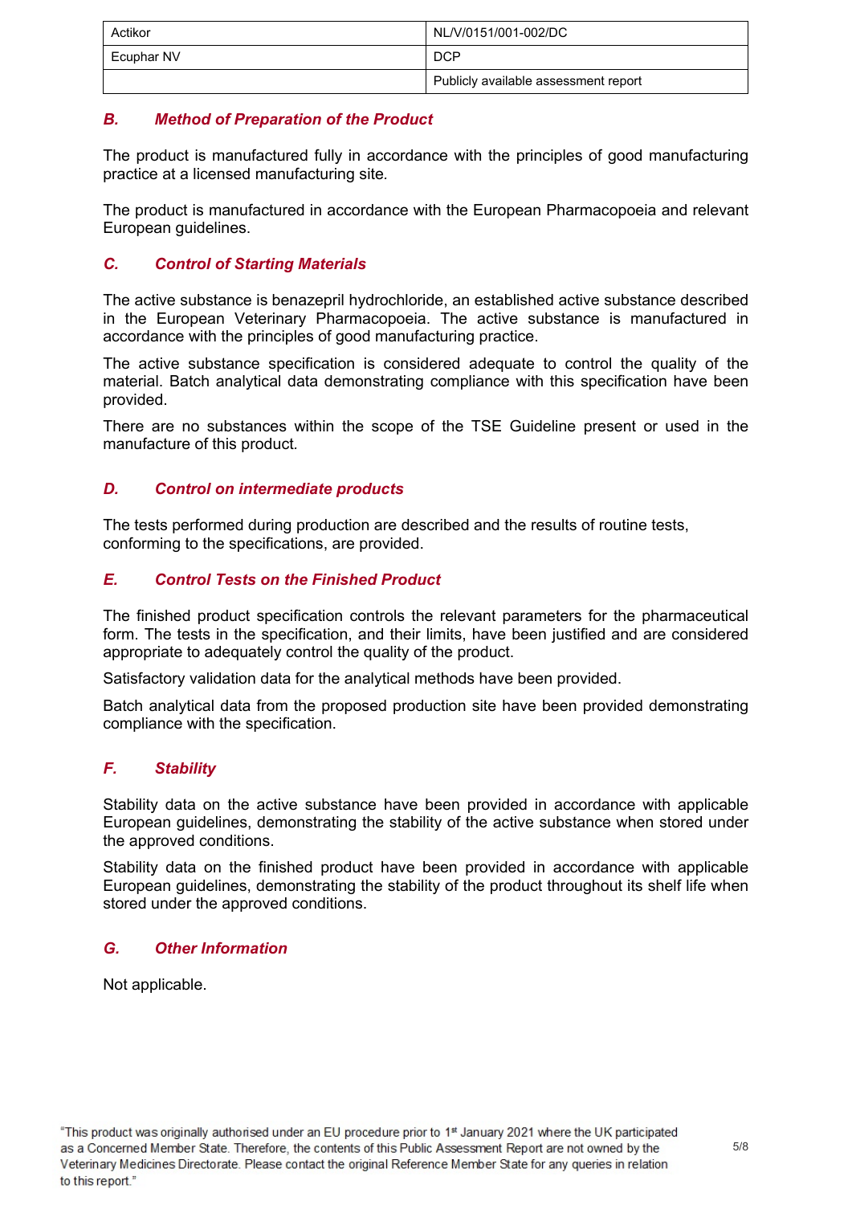## B. Method of Preparation of the Product

The product is manufactured fully in accordance with the principles of good manufacturing practice at a licensed manufacturing site.

The product is manufactured in accordance with the European Pharmacopoeia and relevant European guidelines.

## C. Control of Starting Materials

The active substance is benazepril hydrochloride, an established active substance described in the European Veterinary Pharmacopoeia. The active substance is manufactured in accordance with the principles of good manufacturing practice.

The active substance specification is considered adequate to control the quality of the material. Batch analytical data demonstrating compliance with this specification have been provided.

There are no substances within the scope of the TSE Guideline present or used in the manufacture of this product.

## D. Control on intermediate products

The tests performed during production are described and the results of routine tests, conforming to the specifications, are provided.

## E. Control Tests on the Finished Product

The finished product specification controls the relevant parameters for the pharmaceutical form. The tests in the specification, and their limits, have been justified and are considered appropriate to adequately control the quality of the product.

Satisfactory validation data for the analytical methods have been provided.

Batch analytical data from the proposed production site have been provided demonstrating compliance with the specification.

## F. Stability

Stability data on the active substance have been provided in accordance with applicable European guidelines, demonstrating the stability of the active substance when stored under the approved conditions.

Stability data on the finished product have been provided in accordance with applicable European guidelines, demonstrating the stability of the product throughout its shelf life when stored under the approved conditions.

## G. Other Information

Not applicable.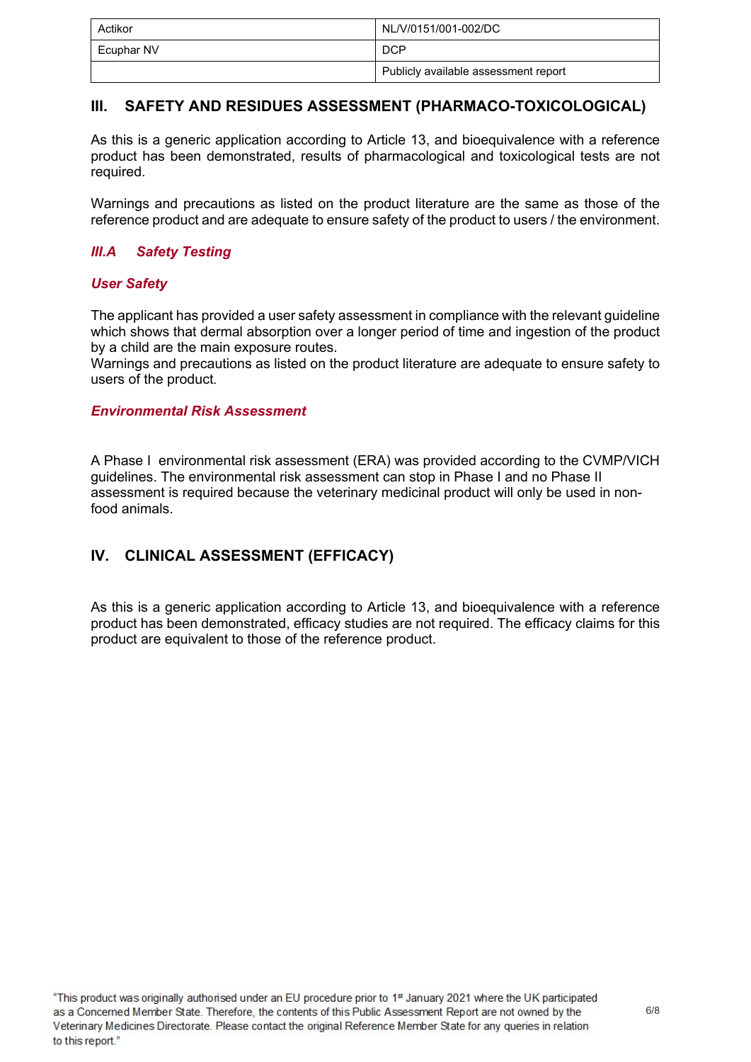## III. SAFETY AND RESIDUES ASSESSMENT (PHARMACO-TOXICOLOGICAL)

As this is a generic application according to Article 13, and bioequivalence with a reference product has been demonstrated, results of pharmacological and toxicological tests are not required.

Warnings and precautions as listed on the product literature are the same as those of the reference product and are adequate to ensure safety of the product to users / the environment.

### *III.A Safety Testing*

#### *User Safety*

The applicant has provided a user safety assessment in compliance with the relevant guideline which shows that dermal absorption over a longer period of time and ingestion of the product by a child are the main exposure routes.
Warnings and precautions as listed on the product literature are adequate to ensure safety to users of the product.

#### *Environmental Risk Assessment*

A Phase I environmental risk assessment (ERA) was provided according to the CVMP/VICH guidelines. The environmental risk assessment can stop in Phase I and no Phase II assessment is required because the veterinary medicinal product will only be used in non-food animals.

## IV. CLINICAL ASSESSMENT (EFFICACY)

As this is a generic application according to Article 13, and bioequivalence with a reference product has been demonstrated, efficacy studies are not required. The efficacy claims for this product are equivalent to those of the reference product.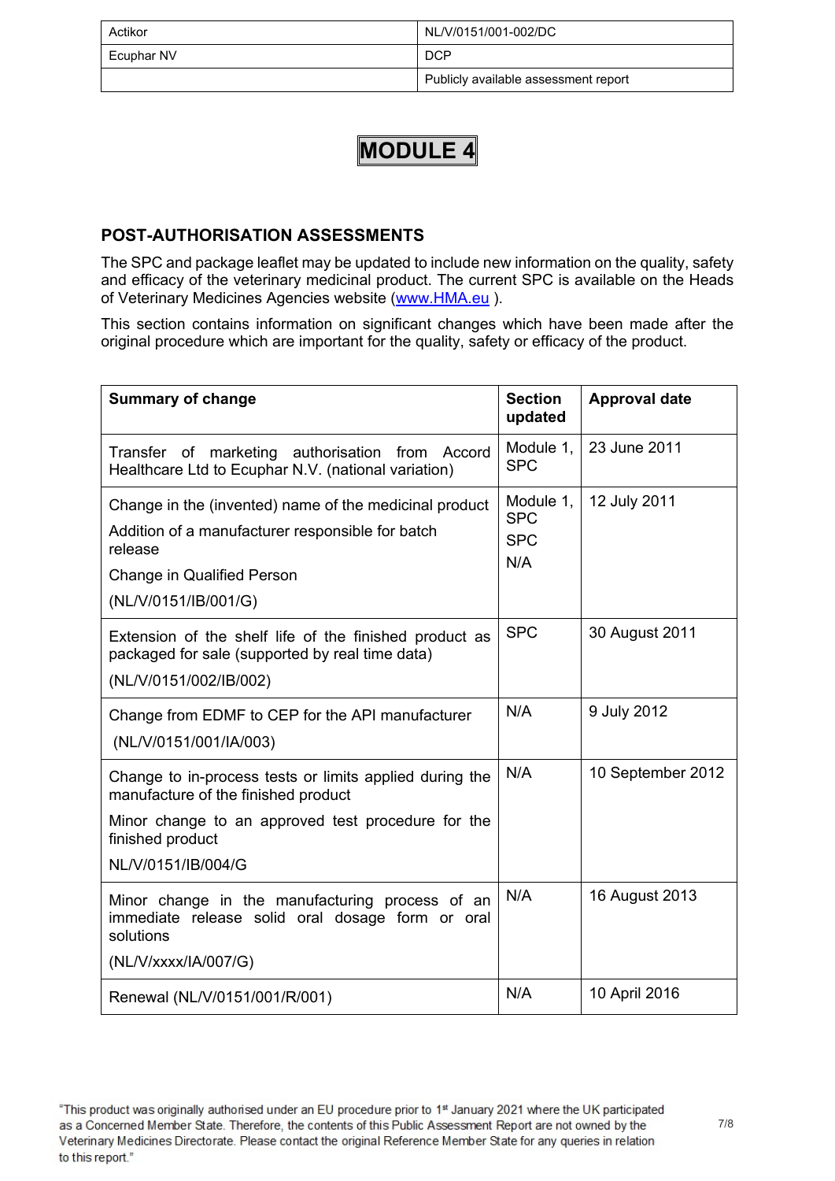# MODULE 4

## POST-AUTHORISATION ASSESSMENTS

The SPC and package leaflet may be updated to include new information on the quality, safety and efficacy of the veterinary medicinal product. The current SPC is available on the Heads of Veterinary Medicines Agencies website (www.HMA.eu ).

This section contains information on significant changes which have been made after the original procedure which are important for the quality, safety or efficacy of the product.

| Summary of change | Section updated | Approval date |
|---|---|---|
| Transfer of marketing authorisation from Accord Healthcare Ltd to Ecuphar N.V. (national variation) | Module 1, SPC | 23 June 2011 |
| Change in the (invented) name of the medicinal product<br>Addition of a manufacturer responsible for batch release<br>Change in Qualified Person<br>(NL/V/0151/IB/001/G) | Module 1, SPC<br>SPC<br>N/A | 12 July 2011 |
| Extension of the shelf life of the finished product as packaged for sale (supported by real time data)<br>(NL/V/0151/002/IB/002) | SPC | 30 August 2011 |
| Change from EDMF to CEP for the API manufacturer<br>(NL/V/0151/001/IA/003) | N/A | 9 July 2012 |
| Change to in-process tests or limits applied during the manufacture of the finished product<br>Minor change to an approved test procedure for the finished product<br>NL/V/0151/IB/004/G | N/A | 10 September 2012 |
| Minor change in the manufacturing process of an immediate release solid oral dosage form or oral solutions<br>(NL/V/xxxx/IA/007/G) | N/A | 16 August 2013 |
| Renewal (NL/V/0151/001/R/001) | N/A | 10 April 2016 |

"This product was originally authorised under an EU procedure prior to 1st January 2021 where the UK participated as a Concerned Member State. Therefore, the contents of this Public Assessment Report are not owned by the Veterinary Medicines Directorate. Please contact the original Reference Member State for any queries in relation to this report."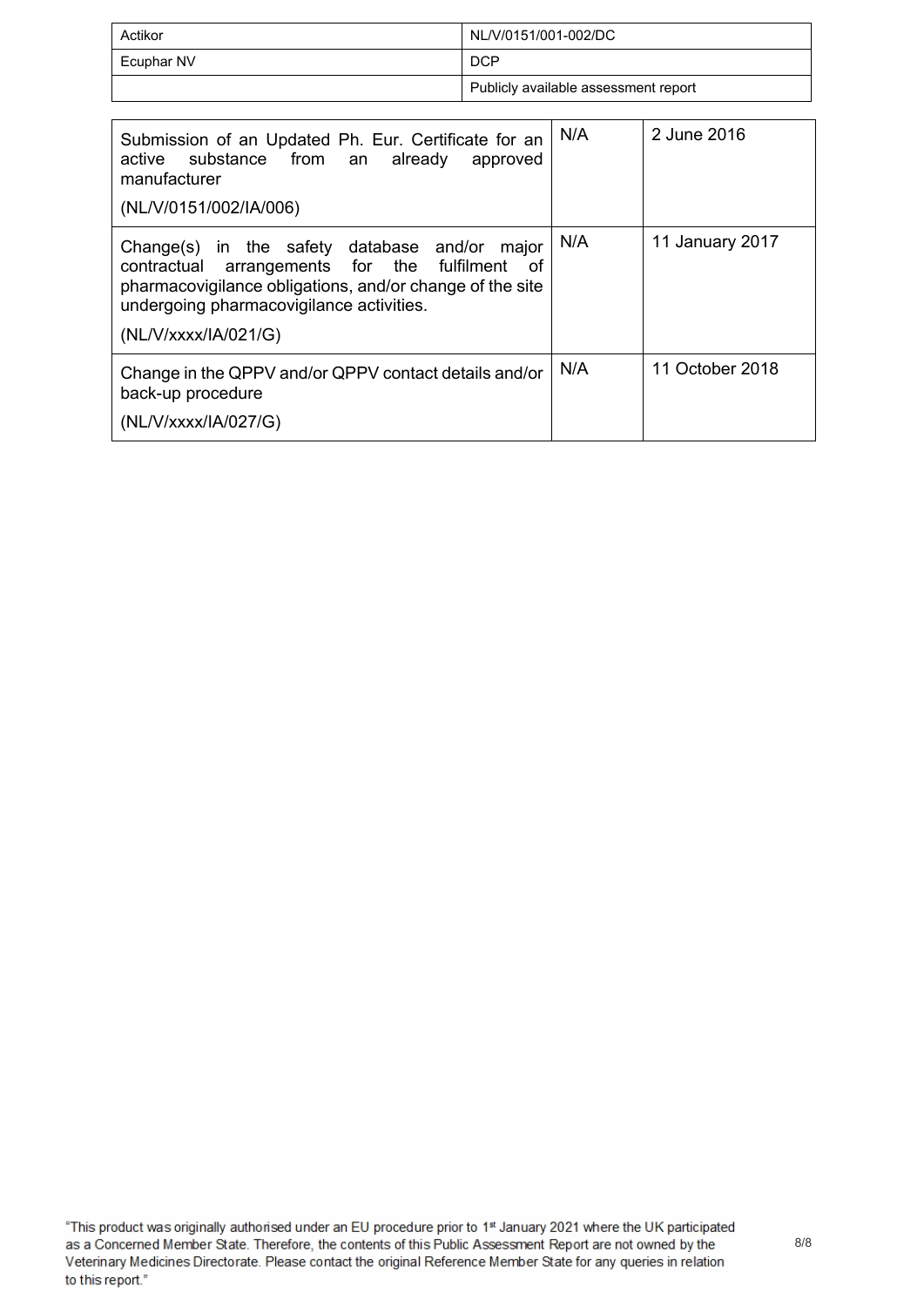| | | |
|---|---|---|
| Submission of an Updated Ph. Eur. Certificate for an active substance from an already approved manufacturer<br><br>(NL/V/0151/002/IA/006) | N/A | 2 June 2016 |
| Change(s) in the safety database and/or major contractual arrangements for the fulfilment of pharmacovigilance obligations, and/or change of the site undergoing pharmacovigilance activities.<br><br>(NL/V/xxxx/IA/021/G) | N/A | 11 January 2017 |
| Change in the QPPV and/or QPPV contact details and/or back-up procedure<br><br>(NL/V/xxxx/IA/027/G) | N/A | 11 October 2018 |

"This product was originally authorised under an EU procedure prior to 1st January 2021 where the UK participated as a Concerned Member State. Therefore, the contents of this Public Assessment Report are not owned by the Veterinary Medicines Directorate. Please contact the original Reference Member State for any queries in relation to this report."